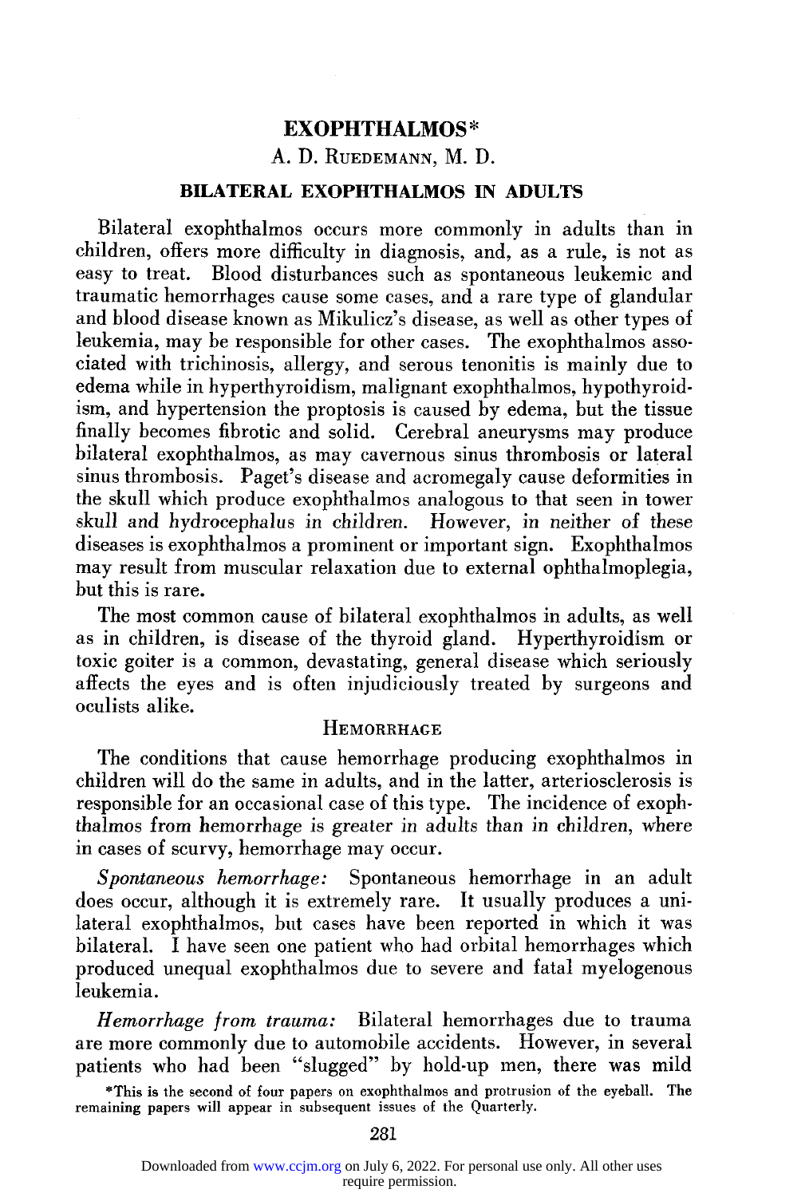# EXOPHTHALMOS*

A. D. Ruedemann, M. D.

## BILATERAL EXOPHTHALMOS IN ADULTS

Bilateral exophthalmos occurs more commonly in adults than in children, offers more difficulty in diagnosis, and, as a rule, is not as easy to treat. Blood disturbances such as spontaneous leukemic and traumatic hemorrhages cause some cases, and a rare type of glandular and blood disease known as Mikulicz's disease, as well as other types of leukemia, may be responsible for other cases. The exophthalmos associated with trichinosis, allergy, and serous tenonitis is mainly due to edema while in hyperthyroidism, malignant exophthalmos, hypothyroidism, and hypertension the proptosis is caused by edema, but the tissue finally becomes fibrotic and solid. Cerebral aneurysms may produce bilateral exophthalmos, as may cavernous sinus thrombosis or lateral sinus thrombosis. Paget's disease and acromegaly cause deformities in the skull which produce exophthalmos analogous to that seen in tower skull and hydrocephalus in children. However, in neither of these diseases is exophthalmos a prominent or important sign. Exophthalmos may result from muscular relaxation due to external ophthalmoplegia, but this is rare.

The most common cause of bilateral exophthalmos in adults, as well as in children, is disease of the thyroid gland. Hyperthyroidism or toxic goiter is a common, devastating, general disease which seriously affects the eyes and is often injudiciously treated by surgeons and oculists alike.

### Hemorrhage

The conditions that cause hemorrhage producing exophthalmos in children will do the same in adults, and in the latter, arteriosclerosis is responsible for an occasional case of this type. The incidence of exophthalmos from hemorrhage is greater in adults than in children, where in cases of scurvy, hemorrhage may occur.

*Spontaneous hemorrhage:* Spontaneous hemorrhage in an adult does occur, although it is extremely rare. It usually produces a unilateral exophthalmos, but cases have been reported in which it was bilateral. I have seen one patient who had orbital hemorrhages which produced unequal exophthalmos due to severe and fatal myelogenous leukemia.

*Hemorrhage from trauma:* Bilateral hemorrhages due to trauma are more commonly due to automobile accidents. However, in several patients who had been "slugged" by hold-up men, there was mild

*This is the second of four papers on exophthalmos and protrusion of the eyeball. The remaining papers will appear in subsequent issues of the Quarterly.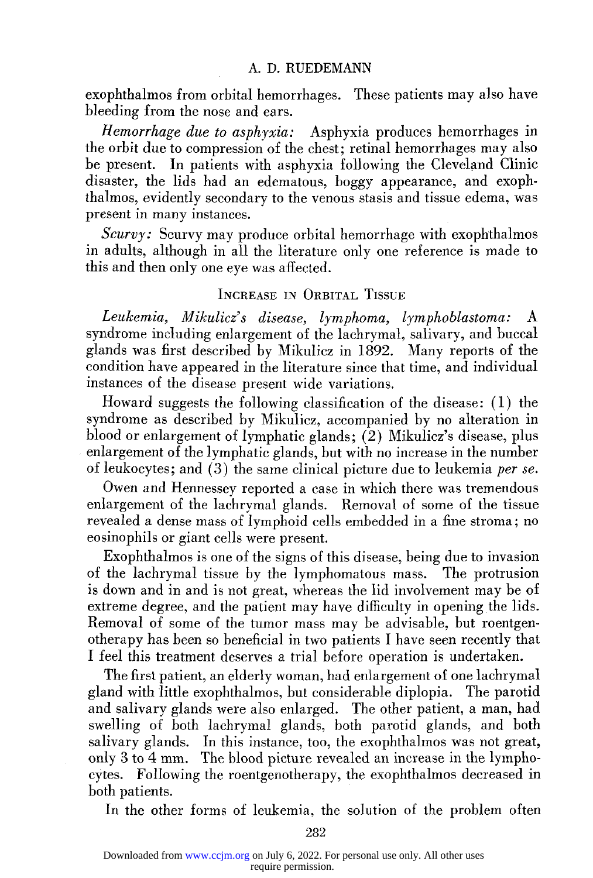exophthalmos from orbital hemorrhages. These patients may also have bleeding from the nose and ears.

*Hemorrhage due to asphyxia:* Asphyxia produces hemorrhages in the orbit due to compression of the chest; retinal hemorrhages may also be present. In patients with asphyxia following the Cleveland Clinic disaster, the lids had an edematous, boggy appearance, and exophthalmos, evidently secondary to the venous stasis and tissue edema, was present in many instances.

*Scurvy:* Scurvy may produce orbital hemorrhage with exophthalmos in adults, although in all the literature only one reference is made to this and then only one eye was affected.

## Increase in Orbital Tissue

*Leukemia, Mikulicz's disease, lymphoma, lymphoblastoma:* A syndrome including enlargement of the lachrymal, salivary, and buccal glands was first described by Mikulicz in 1892. Many reports of the condition have appeared in the literature since that time, and individual instances of the disease present wide variations.

Howard suggests the following classification of the disease: (1) the syndrome as described by Mikulicz, accompanied by no alteration in blood or enlargement of lymphatic glands; (2) Mikulicz's disease, plus enlargement of the lymphatic glands, but with no increase in the number of leukocytes; and (3) the same clinical picture due to leukemia *per se*.

Owen and Hennessey reported a case in which there was tremendous enlargement of the lachrymal glands. Removal of some of the tissue revealed a dense mass of lymphoid cells embedded in a fine stroma; no eosinophils or giant cells were present.

Exophthalmos is one of the signs of this disease, being due to invasion of the lachrymal tissue by the lymphomatous mass. The protrusion is down and in and is not great, whereas the lid involvement may be of extreme degree, and the patient may have difficulty in opening the lids. Removal of some of the tumor mass may be advisable, but roentgenotherapy has been so beneficial in two patients I have seen recently that I feel this treatment deserves a trial before operation is undertaken.

The first patient, an elderly woman, had enlargement of one lachrymal gland with little exophthalmos, but considerable diplopia. The parotid and salivary glands were also enlarged. The other patient, a man, had swelling of both lachrymal glands, both parotid glands, and both salivary glands. In this instance, too, the exophthalmos was not great, only 3 to 4 mm. The blood picture revealed an increase in the lymphocytes. Following the roentgenotherapy, the exophthalmos decreased in both patients.

In the other forms of leukemia, the solution of the problem often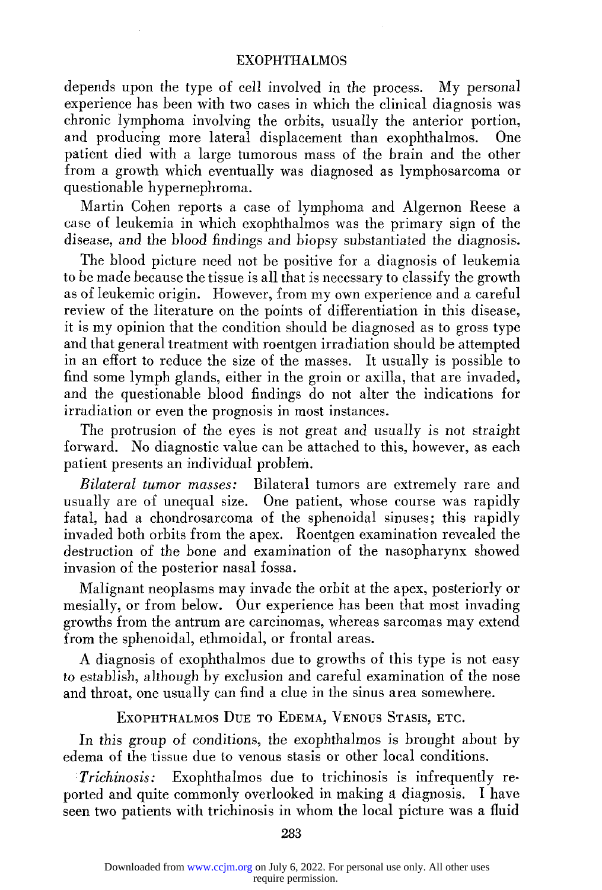depends upon the type of cell involved in the process. My personal experience has been with two cases in which the clinical diagnosis was chronic lymphoma involving the orbits, usually the anterior portion, and producing more lateral displacement than exophthalmos. One patient died with a large tumorous mass of the brain and the other from a growth which eventually was diagnosed as lymphosarcoma or questionable hypernephroma.

Martin Cohen reports a case of lymphoma and Algernon Reese a case of leukemia in which exophthalmos was the primary sign of the disease, and the blood findings and biopsy substantiated the diagnosis.

The blood picture need not be positive for a diagnosis of leukemia to be made because the tissue is all that is necessary to classify the growth as of leukemic origin. However, from my own experience and a careful review of the literature on the points of differentiation in this disease, it is my opinion that the condition should be diagnosed as to gross type and that general treatment with roentgen irradiation should be attempted in an effort to reduce the size of the masses. It usually is possible to find some lymph glands, either in the groin or axilla, that are invaded, and the questionable blood findings do not alter the indications for irradiation or even the prognosis in most instances.

The protrusion of the eyes is not great and usually is not straight forward. No diagnostic value can be attached to this, however, as each patient presents an individual problem.

*Bilateral tumor masses:* Bilateral tumors are extremely rare and usually are of unequal size. One patient, whose course was rapidly fatal, had a chondrosarcoma of the sphenoidal sinuses; this rapidly invaded both orbits from the apex. Roentgen examination revealed the destruction of the bone and examination of the nasopharynx showed invasion of the posterior nasal fossa.

Malignant neoplasms may invade the orbit at the apex, posteriorly or mesially, or from below. Our experience has been that most invading growths from the antrum are carcinomas, whereas sarcomas may extend from the sphenoidal, ethmoidal, or frontal areas.

A diagnosis of exophthalmos due to growths of this type is not easy to establish, although by exclusion and careful examination of the nose and throat, one usually can find a clue in the sinus area somewhere.

## Exophthalmos Due to Edema, Venous Stasis, etc.

In this group of conditions, the exophthalmos is brought about by edema of the tissue due to venous stasis or other local conditions.

*Trichinosis:* Exophthalmos due to trichinosis is infrequently reported and quite commonly overlooked in making a diagnosis. I have seen two patients with trichinosis in whom the local picture was a fluid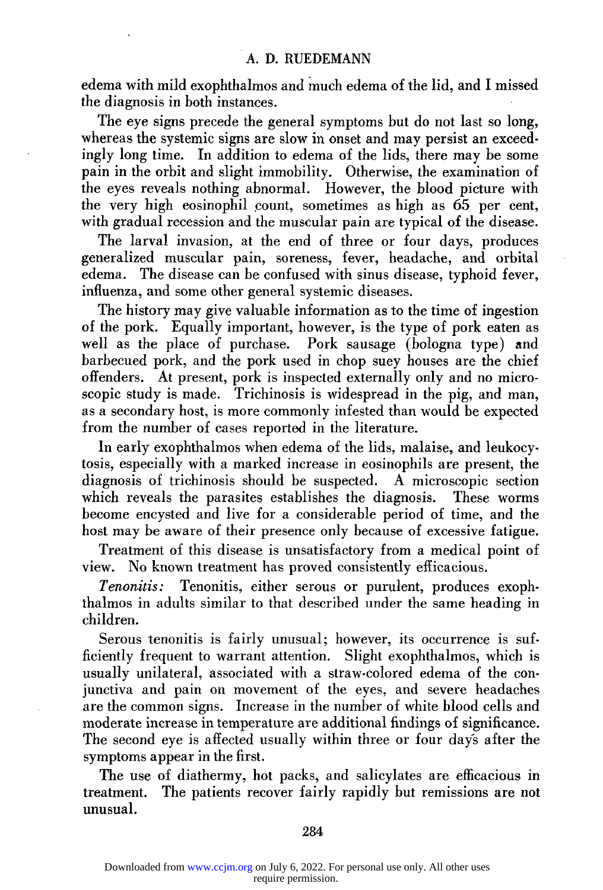edema with mild exophthalmos and much edema of the lid, and I missed the diagnosis in both instances.

The eye signs precede the general symptoms but do not last so long, whereas the systemic signs are slow in onset and may persist an exceedingly long time. In addition to edema of the lids, there may be some pain in the orbit and slight immobility. Otherwise, the examination of the eyes reveals nothing abnormal. However, the blood picture with the very high eosinophil count, sometimes as high as 65 per cent, with gradual recession and the muscular pain are typical of the disease.

The larval invasion, at the end of three or four days, produces generalized muscular pain, soreness, fever, headache, and orbital edema. The disease can be confused with sinus disease, typhoid fever, influenza, and some other general systemic diseases.

The history may give valuable information as to the time of ingestion of the pork. Equally important, however, is the type of pork eaten as well as the place of purchase. Pork sausage (bologna type) and barbecued pork, and the pork used in chop suey houses are the chief offenders. At present, pork is inspected externally only and no microscopic study is made. Trichinosis is widespread in the pig, and man, as a secondary host, is more commonly infested than would be expected from the number of cases reported in the literature.

In early exophthalmos when edema of the lids, malaise, and leukocytosis, especially with a marked increase in eosinophils are present, the diagnosis of trichinosis should be suspected. A microscopic section which reveals the parasites establishes the diagnosis. These worms become encysted and live for a considerable period of time, and the host may be aware of their presence only because of excessive fatigue.

Treatment of this disease is unsatisfactory from a medical point of view. No known treatment has proved consistently efficacious.

*Tenonitis:* Tenonitis, either serous or purulent, produces exophthalmos in adults similar to that described under the same heading in children.

Serous tenonitis is fairly unusual; however, its occurrence is sufficiently frequent to warrant attention. Slight exophthalmos, which is usually unilateral, associated with a straw-colored edema of the conjunctiva and pain on movement of the eyes, and severe headaches are the common signs. Increase in the number of white blood cells and moderate increase in temperature are additional findings of significance. The second eye is affected usually within three or four days after the symptoms appear in the first.

The use of diathermy, hot packs, and salicylates are efficacious in treatment. The patients recover fairly rapidly but remissions are not unusual.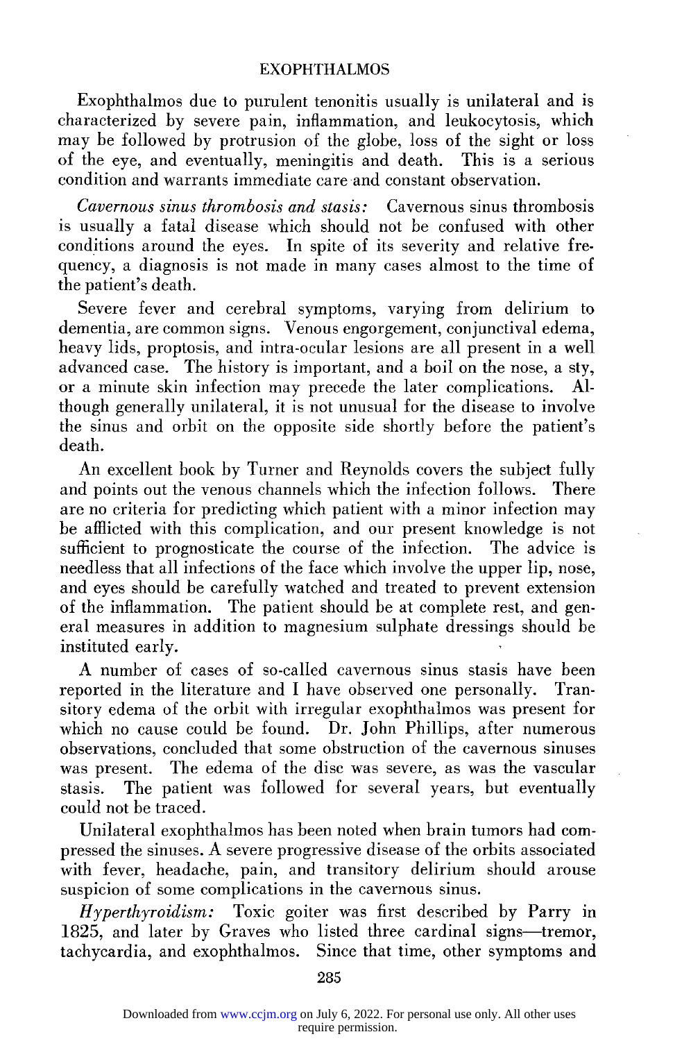Exophthalmos due to purulent tenonitis usually is unilateral and is characterized by severe pain, inflammation, and leukocytosis, which may be followed by protrusion of the globe, loss of the sight or loss of the eye, and eventually, meningitis and death. This is a serious condition and warrants immediate care and constant observation.

*Cavernous sinus thrombosis and stasis:* Cavernous sinus thrombosis is usually a fatal disease which should not be confused with other conditions around the eyes. In spite of its severity and relative frequency, a diagnosis is not made in many cases almost to the time of the patient's death.

Severe fever and cerebral symptoms, varying from delirium to dementia, are common signs. Venous engorgement, conjunctival edema, heavy lids, proptosis, and intra-ocular lesions are all present in a well advanced case. The history is important, and a boil on the nose, a sty, or a minute skin infection may precede the later complications. Although generally unilateral, it is not unusual for the disease to involve the sinus and orbit on the opposite side shortly before the patient's death.

An excellent book by Turner and Reynolds covers the subject fully and points out the venous channels which the infection follows. There are no criteria for predicting which patient with a minor infection may be afflicted with this complication, and our present knowledge is not sufficient to prognosticate the course of the infection. The advice is needless that all infections of the face which involve the upper lip, nose, and eyes should be carefully watched and treated to prevent extension of the inflammation. The patient should be at complete rest, and general measures in addition to magnesium sulphate dressings should be instituted early.

A number of cases of so-called cavernous sinus stasis have been reported in the literature and I have observed one personally. Transitory edema of the orbit with irregular exophthalmos was present for which no cause could be found. Dr. John Phillips, after numerous observations, concluded that some obstruction of the cavernous sinuses was present. The edema of the disc was severe, as was the vascular stasis. The patient was followed for several years, but eventually could not be traced.

Unilateral exophthalmos has been noted when brain tumors had compressed the sinuses. A severe progressive disease of the orbits associated with fever, headache, pain, and transitory delirium should arouse suspicion of some complications in the cavernous sinus.

*Hyperthyroidism:* Toxic goiter was first described by Parry in 1825, and later by Graves who listed three cardinal signs—tremor, tachycardia, and exophthalmos. Since that time, other symptoms and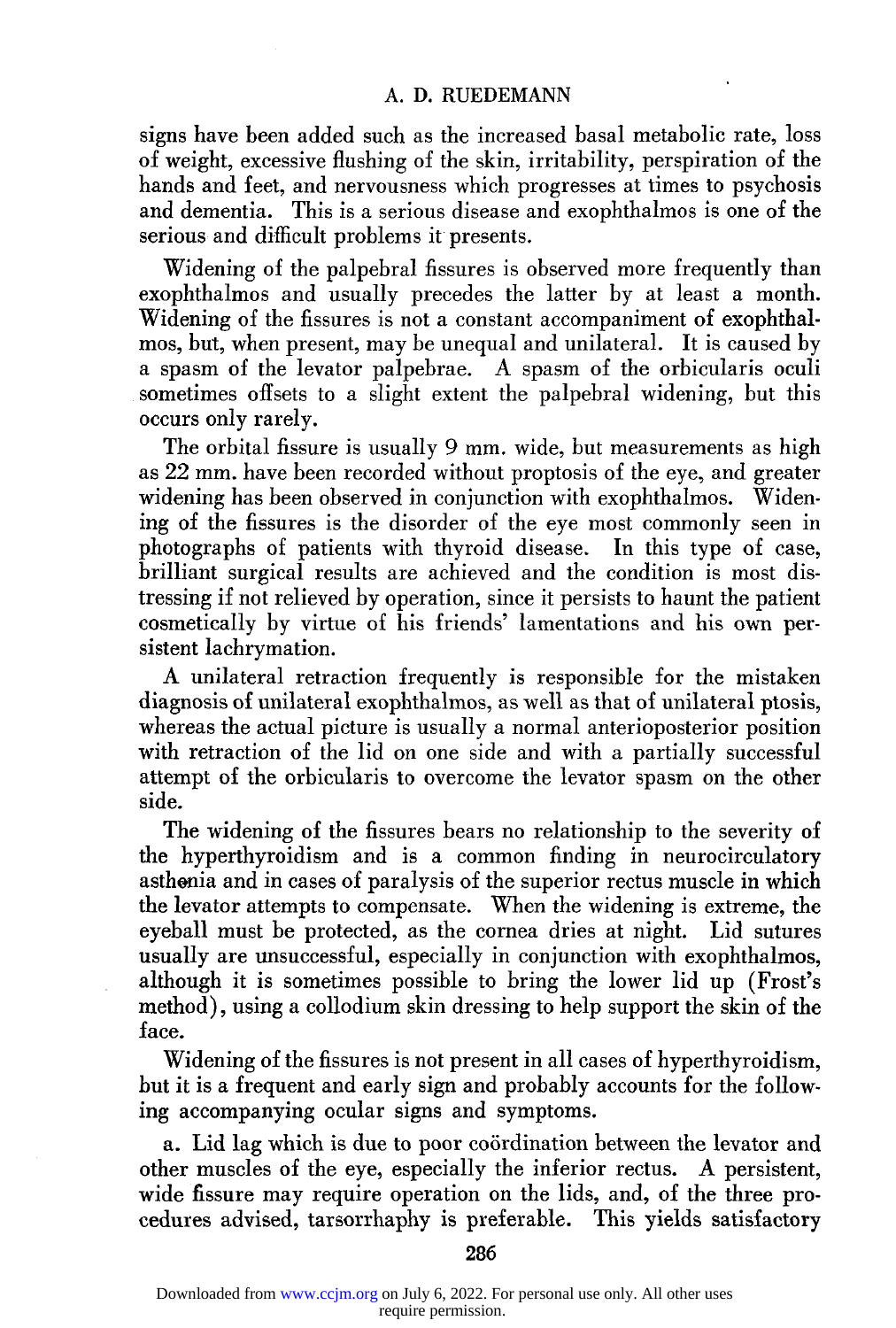signs have been added such as the increased basal metabolic rate, loss of weight, excessive flushing of the skin, irritability, perspiration of the hands and feet, and nervousness which progresses at times to psychosis and dementia. This is a serious disease and exophthalmos is one of the serious and difficult problems it presents.

Widening of the palpebral fissures is observed more frequently than exophthalmos and usually precedes the latter by at least a month. Widening of the fissures is not a constant accompaniment of exophthalmos, but, when present, may be unequal and unilateral. It is caused by a spasm of the levator palpebrae. A spasm of the orbicularis oculi sometimes offsets to a slight extent the palpebral widening, but this occurs only rarely.

The orbital fissure is usually 9 mm. wide, but measurements as high as 22 mm. have been recorded without proptosis of the eye, and greater widening has been observed in conjunction with exophthalmos. Widening of the fissures is the disorder of the eye most commonly seen in photographs of patients with thyroid disease. In this type of case, brilliant surgical results are achieved and the condition is most distressing if not relieved by operation, since it persists to haunt the patient cosmetically by virtue of his friends' lamentations and his own persistent lachrymation.

A unilateral retraction frequently is responsible for the mistaken diagnosis of unilateral exophthalmos, as well as that of unilateral ptosis, whereas the actual picture is usually a normal anterioposterior position with retraction of the lid on one side and with a partially successful attempt of the orbicularis to overcome the levator spasm on the other side.

The widening of the fissures bears no relationship to the severity of the hyperthyroidism and is a common finding in neurocirculatory asthenia and in cases of paralysis of the superior rectus muscle in which the levator attempts to compensate. When the widening is extreme, the eyeball must be protected, as the cornea dries at night. Lid sutures usually are unsuccessful, especially in conjunction with exophthalmos, although it is sometimes possible to bring the lower lid up (Frost's method), using a collodium skin dressing to help support the skin of the face.

Widening of the fissures is not present in all cases of hyperthyroidism, but it is a frequent and early sign and probably accounts for the following accompanying ocular signs and symptoms.

a. Lid lag which is due to poor coördination between the levator and other muscles of the eye, especially the inferior rectus. A persistent, wide fissure may require operation on the lids, and, of the three procedures advised, tarsorrhaphy is preferable. This yields satisfactory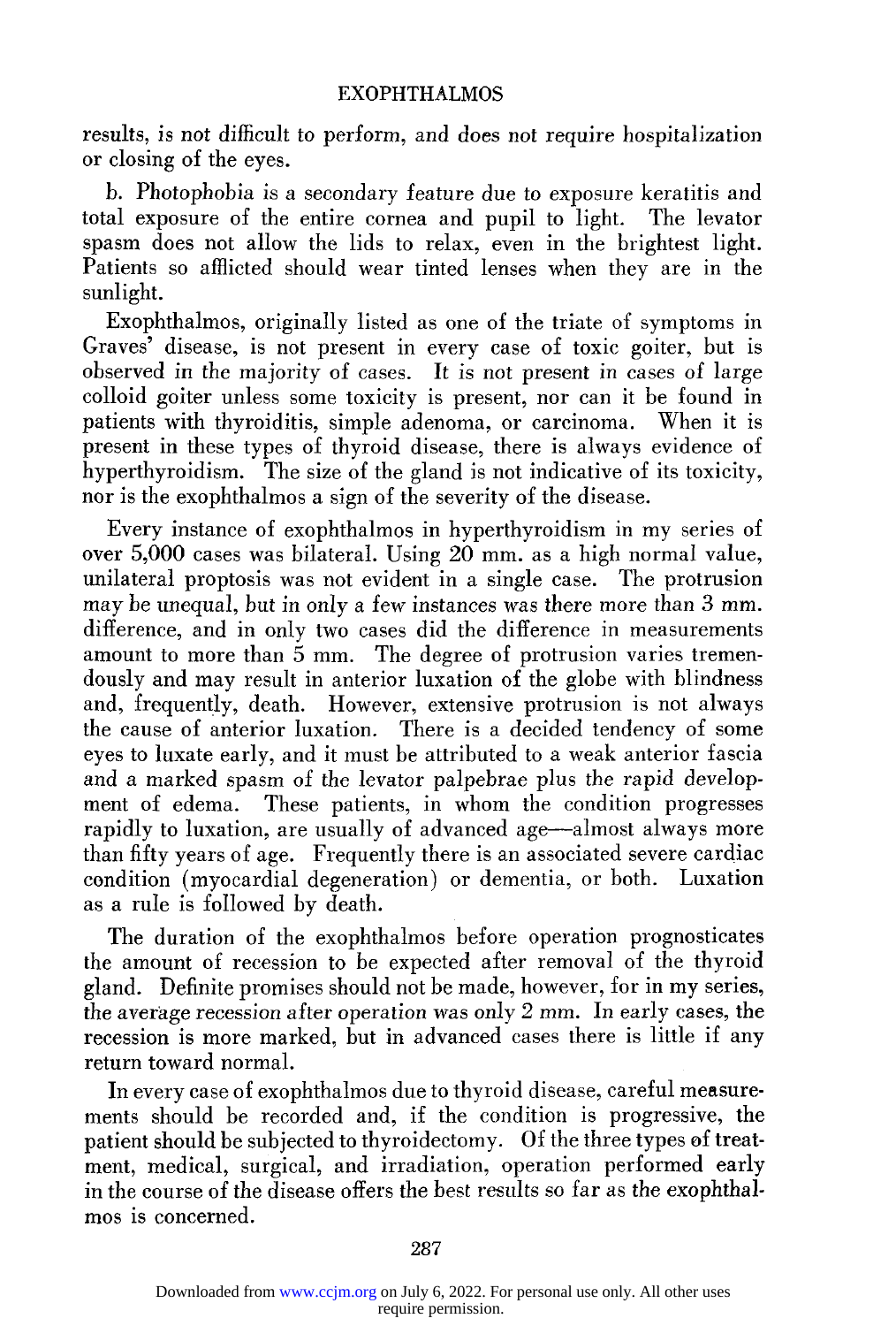results, is not difficult to perform, and does not require hospitalization or closing of the eyes.

b. Photophobia is a secondary feature due to exposure keratitis and total exposure of the entire cornea and pupil to light. The levator spasm does not allow the lids to relax, even in the brightest light. Patients so afflicted should wear tinted lenses when they are in the sunlight.

Exophthalmos, originally listed as one of the triate of symptoms in Graves' disease, is not present in every case of toxic goiter, but is observed in the majority of cases. It is not present in cases of large colloid goiter unless some toxicity is present, nor can it be found in patients with thyroiditis, simple adenoma, or carcinoma. When it is present in these types of thyroid disease, there is always evidence of hyperthyroidism. The size of the gland is not indicative of its toxicity, nor is the exophthalmos a sign of the severity of the disease.

Every instance of exophthalmos in hyperthyroidism in my series of over 5,000 cases was bilateral. Using 20 mm. as a high normal value, unilateral proptosis was not evident in a single case. The protrusion may be unequal, but in only a few instances was there more than 3 mm. difference, and in only two cases did the difference in measurements amount to more than 5 mm. The degree of protrusion varies tremendously and may result in anterior luxation of the globe with blindness and, frequently, death. However, extensive protrusion is not always the cause of anterior luxation. There is a decided tendency of some eyes to luxate early, and it must be attributed to a weak anterior fascia and a marked spasm of the levator palpebrae plus the rapid development of edema. These patients, in whom the condition progresses rapidly to luxation, are usually of advanced age—almost always more than fifty years of age. Frequently there is an associated severe cardiac condition (myocardial degeneration) or dementia, or both. Luxation as a rule is followed by death.

The duration of the exophthalmos before operation prognosticates the amount of recession to be expected after removal of the thyroid gland. Definite promises should not be made, however, for in my series, the average recession after operation was only 2 mm. In early cases, the recession is more marked, but in advanced cases there is little if any return toward normal.

In every case of exophthalmos due to thyroid disease, careful measurements should be recorded and, if the condition is progressive, the patient should be subjected to thyroidectomy. Of the three types of treatment, medical, surgical, and irradiation, operation performed early in the course of the disease offers the best results so far as the exophthalmos is concerned.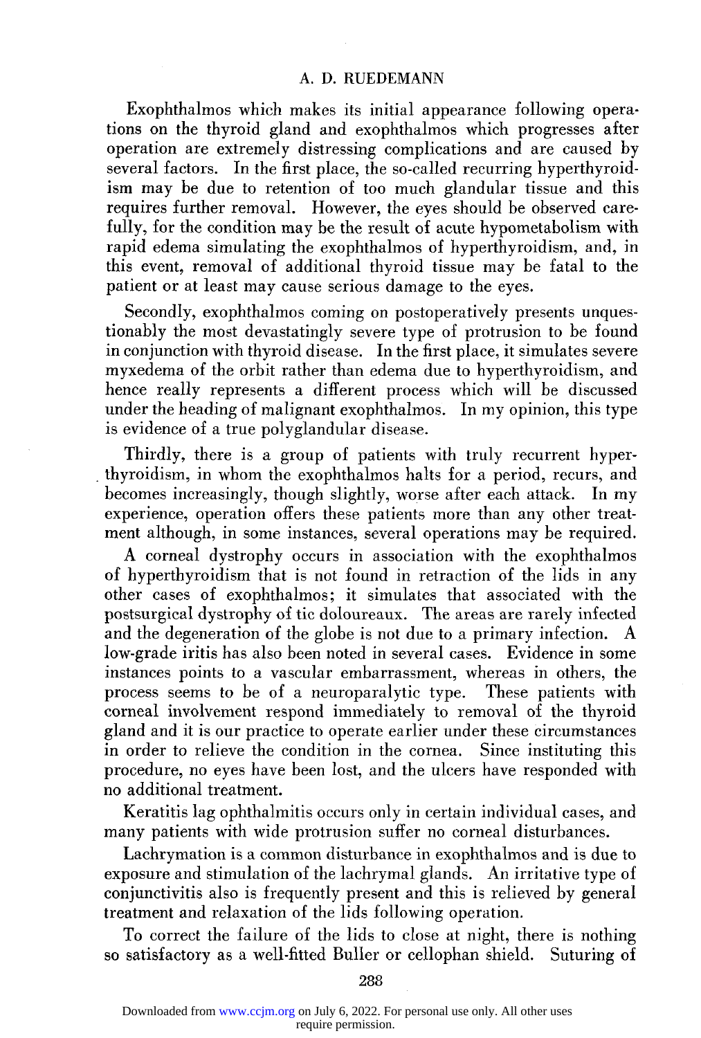Exophthalmos which makes its initial appearance following operations on the thyroid gland and exophthalmos which progresses after operation are extremely distressing complications and are caused by several factors. In the first place, the so-called recurring hyperthyroidism may be due to retention of too much glandular tissue and this requires further removal. However, the eyes should be observed carefully, for the condition may be the result of acute hypometabolism with rapid edema simulating the exophthalmos of hyperthyroidism, and, in this event, removal of additional thyroid tissue may be fatal to the patient or at least may cause serious damage to the eyes.

Secondly, exophthalmos coming on postoperatively presents unquestionably the most devastatingly severe type of protrusion to be found in conjunction with thyroid disease. In the first place, it simulates severe myxedema of the orbit rather than edema due to hyperthyroidism, and hence really represents a different process which will be discussed under the heading of malignant exophthalmos. In my opinion, this type is evidence of a true polyglandular disease.

Thirdly, there is a group of patients with truly recurrent hyperthyroidism, in whom the exophthalmos halts for a period, recurs, and becomes increasingly, though slightly, worse after each attack. In my experience, operation offers these patients more than any other treatment although, in some instances, several operations may be required.

A corneal dystrophy occurs in association with the exophthalmos of hyperthyroidism that is not found in retraction of the lids in any other cases of exophthalmos; it simulates that associated with the postsurgical dystrophy of tic doloureaux. The areas are rarely infected and the degeneration of the globe is not due to a primary infection. A low-grade iritis has also been noted in several cases. Evidence in some instances points to a vascular embarrassment, whereas in others, the process seems to be of a neuroparalytic type. These patients with corneal involvement respond immediately to removal of the thyroid gland and it is our practice to operate earlier under these circumstances in order to relieve the condition in the cornea. Since instituting this procedure, no eyes have been lost, and the ulcers have responded with no additional treatment.

Keratitis lag ophthalmitis occurs only in certain individual cases, and many patients with wide protrusion suffer no corneal disturbances.

Lachrymation is a common disturbance in exophthalmos and is due to exposure and stimulation of the lachrymal glands. An irritative type of conjunctivitis also is frequently present and this is relieved by general treatment and relaxation of the lids following operation.

To correct the failure of the lids to close at night, there is nothing so satisfactory as a well-fitted Buller or cellophan shield. Suturing of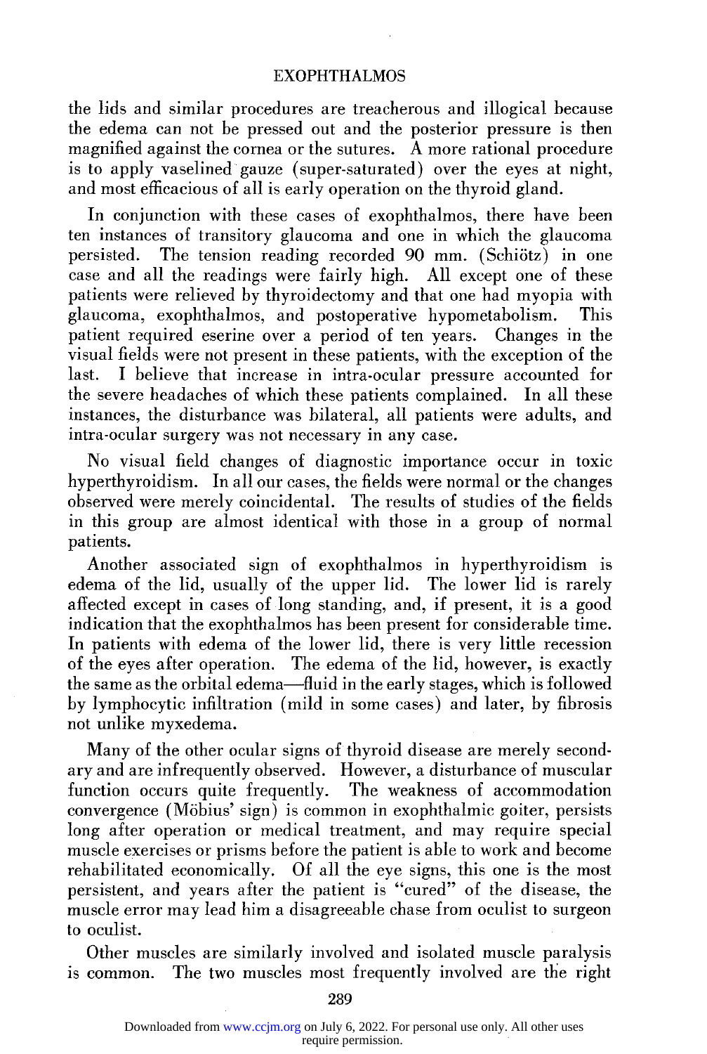the lids and similar procedures are treacherous and illogical because the edema can not be pressed out and the posterior pressure is then magnified against the cornea or the sutures. A more rational procedure is to apply vaselined gauze (super-saturated) over the eyes at night, and most efficacious of all is early operation on the thyroid gland.

In conjunction with these cases of exophthalmos, there have been ten instances of transitory glaucoma and one in which the glaucoma persisted. The tension reading recorded 90 mm. (Schiötz) in one case and all the readings were fairly high. All except one of these patients were relieved by thyroidectomy and that one had myopia with glaucoma, exophthalmos, and postoperative hypometabolism. This patient required eserine over a period of ten years. Changes in the visual fields were not present in these patients, with the exception of the last. I believe that increase in intra-ocular pressure accounted for the severe headaches of which these patients complained. In all these instances, the disturbance was bilateral, all patients were adults, and intra-ocular surgery was not necessary in any case.

No visual field changes of diagnostic importance occur in toxic hyperthyroidism. In all our cases, the fields were normal or the changes observed were merely coincidental. The results of studies of the fields in this group are almost identical with those in a group of normal patients.

Another associated sign of exophthalmos in hyperthyroidism is edema of the lid, usually of the upper lid. The lower lid is rarely affected except in cases of long standing, and, if present, it is a good indication that the exophthalmos has been present for considerable time. In patients with edema of the lower lid, there is very little recession of the eyes after operation. The edema of the lid, however, is exactly the same as the orbital edema—fluid in the early stages, which is followed by lymphocytic infiltration (mild in some cases) and later, by fibrosis not unlike myxedema.

Many of the other ocular signs of thyroid disease are merely secondary and are infrequently observed. However, a disturbance of muscular function occurs quite frequently. The weakness of accommodation convergence (Möbius' sign) is common in exophthalmic goiter, persists long after operation or medical treatment, and may require special muscle exercises or prisms before the patient is able to work and become rehabilitated economically. Of all the eye signs, this one is the most persistent, and years after the patient is "cured" of the disease, the muscle error may lead him a disagreeable chase from oculist to surgeon to oculist.

Other muscles are similarly involved and isolated muscle paralysis is common. The two muscles most frequently involved are the right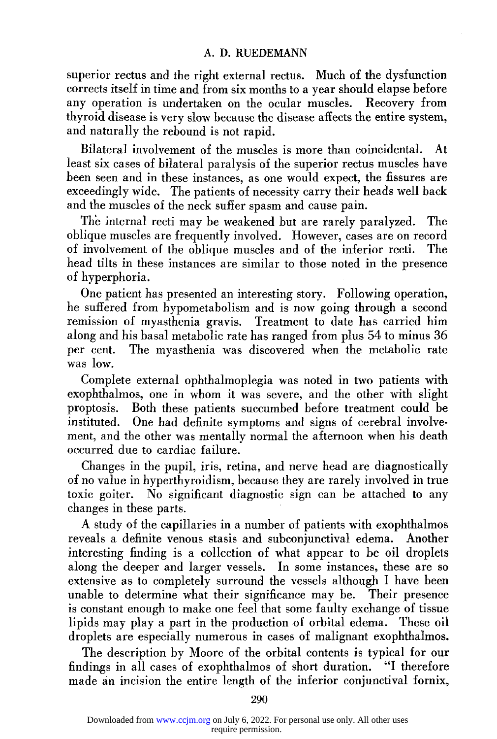superior rectus and the right external rectus. Much of the dysfunction corrects itself in time and from six months to a year should elapse before any operation is undertaken on the ocular muscles. Recovery from thyroid disease is very slow because the disease affects the entire system, and naturally the rebound is not rapid.

Bilateral involvement of the muscles is more than coincidental. At least six cases of bilateral paralysis of the superior rectus muscles have been seen and in these instances, as one would expect, the fissures are exceedingly wide. The patients of necessity carry their heads well back and the muscles of the neck suffer spasm and cause pain.

The internal recti may be weakened but are rarely paralyzed. The oblique muscles are frequently involved. However, cases are on record of involvement of the oblique muscles and of the inferior recti. The head tilts in these instances are similar to those noted in the presence of hyperphoria.

One patient has presented an interesting story. Following operation, he suffered from hypometabolism and is now going through a second remission of myasthenia gravis. Treatment to date has carried him along and his basal metabolic rate has ranged from plus 54 to minus 36 per cent. The myasthenia was discovered when the metabolic rate was low.

Complete external ophthalmoplegia was noted in two patients with exophthalmos, one in whom it was severe, and the other with slight proptosis. Both these patients succumbed before treatment could be instituted. One had definite symptoms and signs of cerebral involvement, and the other was mentally normal the afternoon when his death occurred due to cardiac failure.

Changes in the pupil, iris, retina, and nerve head are diagnostically of no value in hyperthyroidism, because they are rarely involved in true toxic goiter. No significant diagnostic sign can be attached to any changes in these parts.

A study of the capillaries in a number of patients with exophthalmos reveals a definite venous stasis and subconjunctival edema. Another interesting finding is a collection of what appear to be oil droplets along the deeper and larger vessels. In some instances, these are so extensive as to completely surround the vessels although I have been unable to determine what their significance may be. Their presence is constant enough to make one feel that some faulty exchange of tissue lipids may play a part in the production of orbital edema. These oil droplets are especially numerous in cases of malignant exophthalmos.

The description by Moore of the orbital contents is typical for our findings in all cases of exophthalmos of short duration. "I therefore made an incision the entire length of the inferior conjunctival fornix,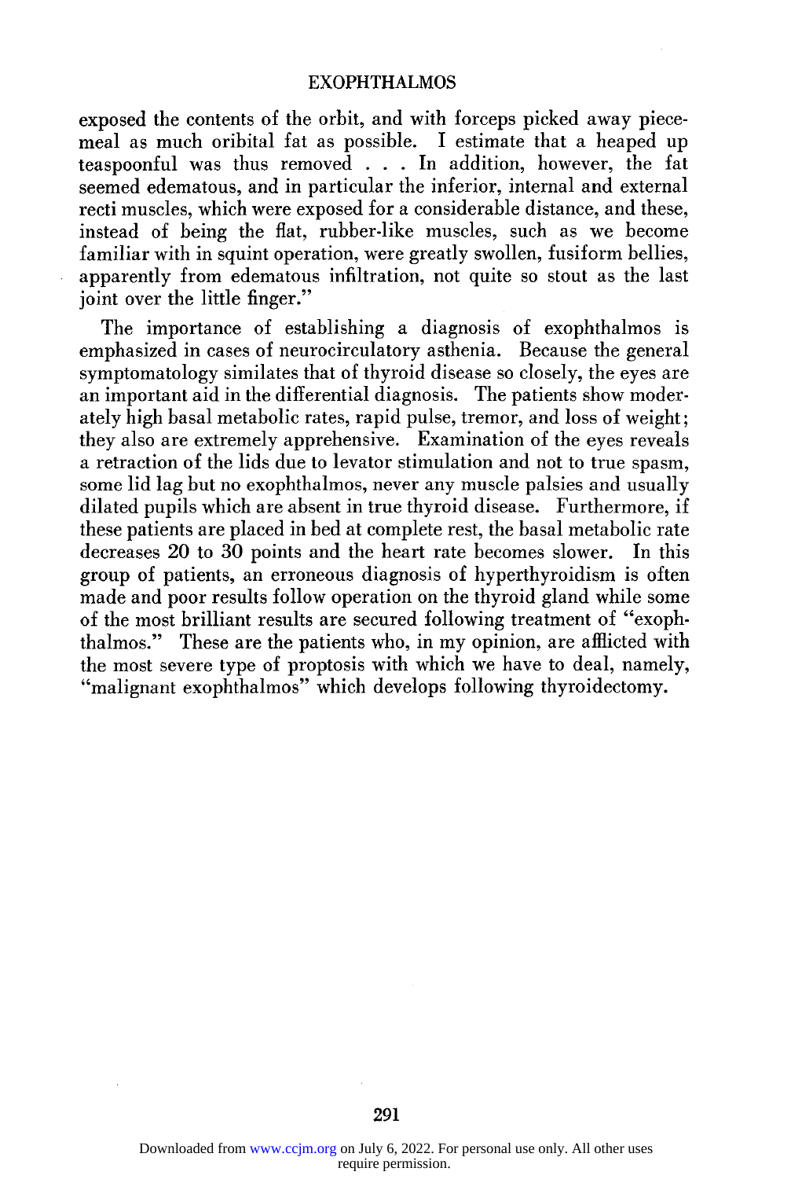exposed the contents of the orbit, and with forceps picked away piecemeal as much oribital fat as possible. I estimate that a heaped up teaspoonful was thus removed . . . In addition, however, the fat seemed edematous, and in particular the inferior, internal and external recti muscles, which were exposed for a considerable distance, and these, instead of being the flat, rubber-like muscles, such as we become familiar with in squint operation, were greatly swollen, fusiform bellies, apparently from edematous infiltration, not quite so stout as the last joint over the little finger."

The importance of establishing a diagnosis of exophthalmos is emphasized in cases of neurocirculatory asthenia. Because the general symptomatology similates that of thyroid disease so closely, the eyes are an important aid in the differential diagnosis. The patients show moderately high basal metabolic rates, rapid pulse, tremor, and loss of weight; they also are extremely apprehensive. Examination of the eyes reveals a retraction of the lids due to levator stimulation and not to true spasm, some lid lag but no exophthalmos, never any muscle palsies and usually dilated pupils which are absent in true thyroid disease. Furthermore, if these patients are placed in bed at complete rest, the basal metabolic rate decreases 20 to 30 points and the heart rate becomes slower. In this group of patients, an erroneous diagnosis of hyperthyroidism is often made and poor results follow operation on the thyroid gland while some of the most brilliant results are secured following treatment of "exophthalmos." These are the patients who, in my opinion, are afflicted with the most severe type of proptosis with which we have to deal, namely, "malignant exophthalmos" which develops following thyroidectomy.